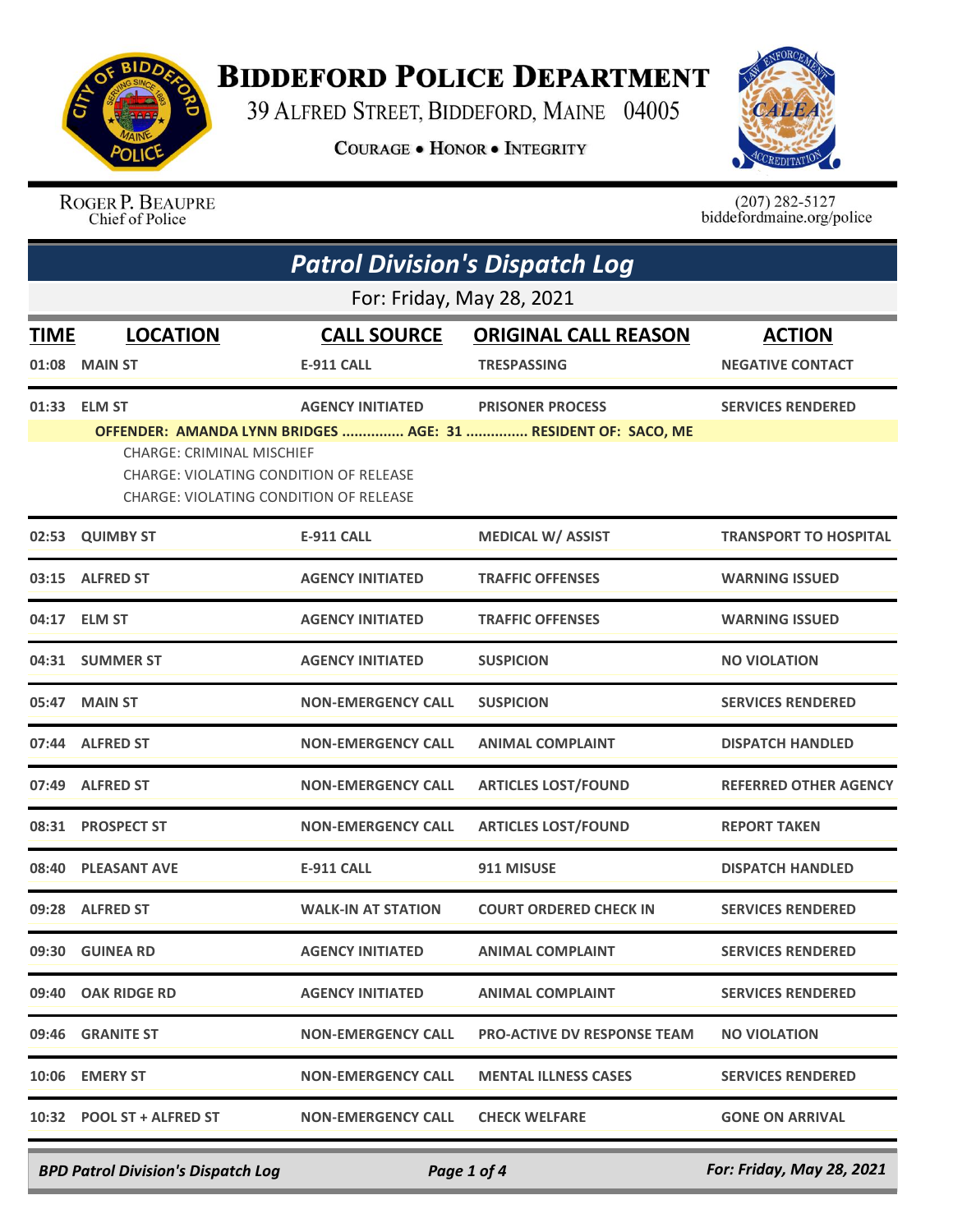# Biddeford Police Department

39 Alfred Street, Biddeford, Maine 04005

**Courage • Honor • Integrity**

Roger P. Beaupre
Chief of Police

(207) 282-5127
biddefordmaine.org/police

## *Patrol Division's Dispatch Log*

For: Friday, May 28, 2021

| TIME | LOCATION | CALL SOURCE | ORIGINAL CALL REASON | ACTION |
|---|---|---|---|---|
| 01:08 | MAIN ST | E-911 CALL | TRESPASSING | NEGATIVE CONTACT |
| 01:33 | ELM ST | AGENCY INITIATED | PRISONER PROCESS | SERVICES RENDERED |
| | OFFENDER: AMANDA LYNN BRIDGES ............... AGE: 31 ............... RESIDENT OF: SACO, ME<br>CHARGE: CRIMINAL MISCHIEF<br>CHARGE: VIOLATING CONDITION OF RELEASE<br>CHARGE: VIOLATING CONDITION OF RELEASE | | | |
| 02:53 | QUIMBY ST | E-911 CALL | MEDICAL W/ ASSIST | TRANSPORT TO HOSPITAL |
| 03:15 | ALFRED ST | AGENCY INITIATED | TRAFFIC OFFENSES | WARNING ISSUED |
| 04:17 | ELM ST | AGENCY INITIATED | TRAFFIC OFFENSES | WARNING ISSUED |
| 04:31 | SUMMER ST | AGENCY INITIATED | SUSPICION | NO VIOLATION |
| 05:47 | MAIN ST | NON-EMERGENCY CALL | SUSPICION | SERVICES RENDERED |
| 07:44 | ALFRED ST | NON-EMERGENCY CALL | ANIMAL COMPLAINT | DISPATCH HANDLED |
| 07:49 | ALFRED ST | NON-EMERGENCY CALL | ARTICLES LOST/FOUND | REFERRED OTHER AGENCY |
| 08:31 | PROSPECT ST | NON-EMERGENCY CALL | ARTICLES LOST/FOUND | REPORT TAKEN |
| 08:40 | PLEASANT AVE | E-911 CALL | 911 MISUSE | DISPATCH HANDLED |
| 09:28 | ALFRED ST | WALK-IN AT STATION | COURT ORDERED CHECK IN | SERVICES RENDERED |
| 09:30 | GUINEA RD | AGENCY INITIATED | ANIMAL COMPLAINT | SERVICES RENDERED |
| 09:40 | OAK RIDGE RD | AGENCY INITIATED | ANIMAL COMPLAINT | SERVICES RENDERED |
| 09:46 | GRANITE ST | NON-EMERGENCY CALL | PRO-ACTIVE DV RESPONSE TEAM | NO VIOLATION |
| 10:06 | EMERY ST | NON-EMERGENCY CALL | MENTAL ILLNESS CASES | SERVICES RENDERED |
| 10:32 | POOL ST + ALFRED ST | NON-EMERGENCY CALL | CHECK WELFARE | GONE ON ARRIVAL |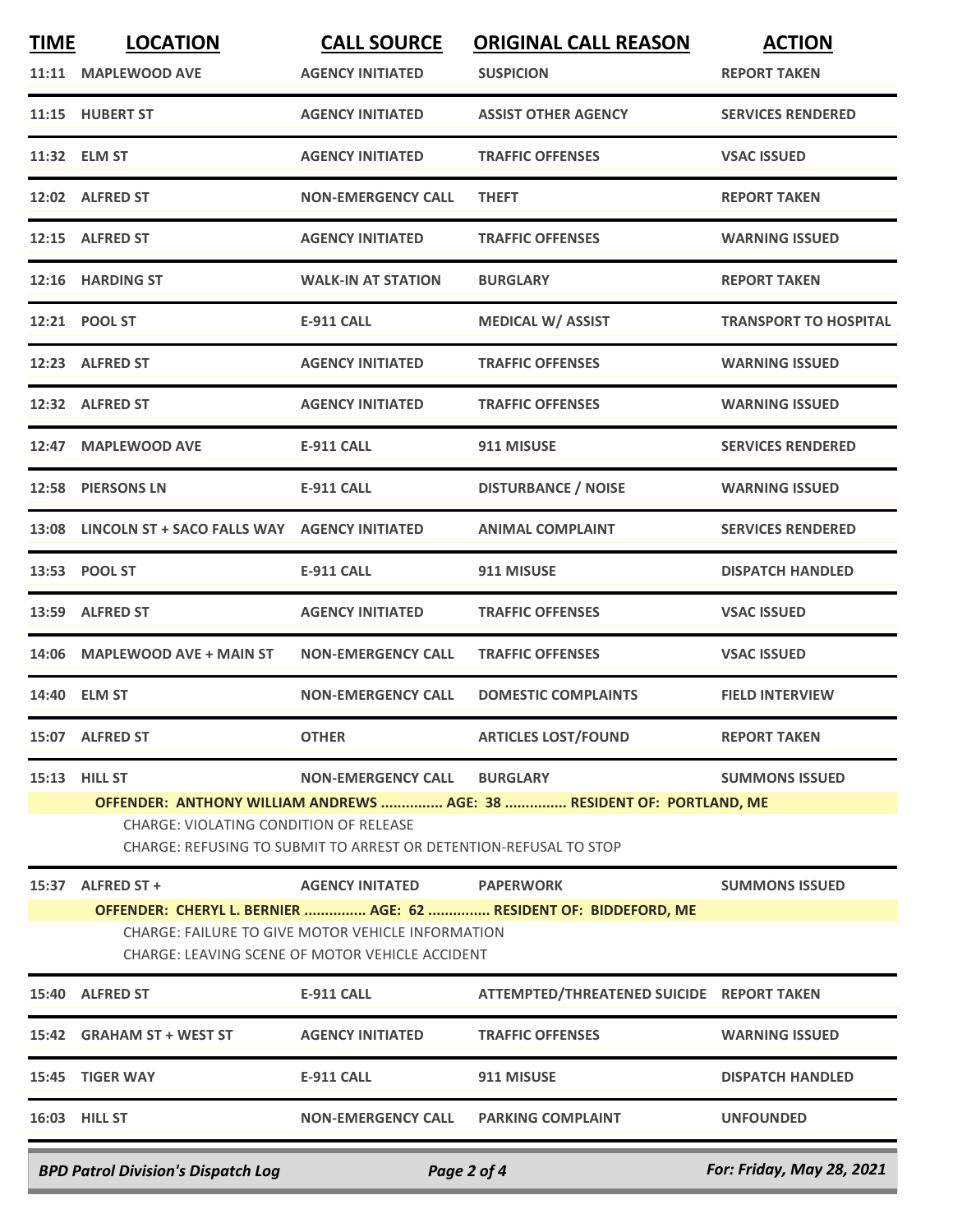| TIME | LOCATION | CALL SOURCE | ORIGINAL CALL REASON | ACTION |
|---|---|---|---|---|
| 11:11 | MAPLEWOOD AVE | AGENCY INITIATED | SUSPICION | REPORT TAKEN |
| 11:15 | HUBERT ST | AGENCY INITIATED | ASSIST OTHER AGENCY | SERVICES RENDERED |
| 11:32 | ELM ST | AGENCY INITIATED | TRAFFIC OFFENSES | VSAC ISSUED |
| 12:02 | ALFRED ST | NON-EMERGENCY CALL | THEFT | REPORT TAKEN |
| 12:15 | ALFRED ST | AGENCY INITIATED | TRAFFIC OFFENSES | WARNING ISSUED |
| 12:16 | HARDING ST | WALK-IN AT STATION | BURGLARY | REPORT TAKEN |
| 12:21 | POOL ST | E-911 CALL | MEDICAL W/ ASSIST | TRANSPORT TO HOSPITAL |
| 12:23 | ALFRED ST | AGENCY INITIATED | TRAFFIC OFFENSES | WARNING ISSUED |
| 12:32 | ALFRED ST | AGENCY INITIATED | TRAFFIC OFFENSES | WARNING ISSUED |
| 12:47 | MAPLEWOOD AVE | E-911 CALL | 911 MISUSE | SERVICES RENDERED |
| 12:58 | PIERSONS LN | E-911 CALL | DISTURBANCE / NOISE | WARNING ISSUED |
| 13:08 | LINCOLN ST + SACO FALLS WAY | AGENCY INITIATED | ANIMAL COMPLAINT | SERVICES RENDERED |
| 13:53 | POOL ST | E-911 CALL | 911 MISUSE | DISPATCH HANDLED |
| 13:59 | ALFRED ST | AGENCY INITIATED | TRAFFIC OFFENSES | VSAC ISSUED |
| 14:06 | MAPLEWOOD AVE + MAIN ST | NON-EMERGENCY CALL | TRAFFIC OFFENSES | VSAC ISSUED |
| 14:40 | ELM ST | NON-EMERGENCY CALL | DOMESTIC COMPLAINTS | FIELD INTERVIEW |
| 15:07 | ALFRED ST | OTHER | ARTICLES LOST/FOUND | REPORT TAKEN |
| 15:13 | HILL ST | NON-EMERGENCY CALL | BURGLARY | SUMMONS ISSUED |

**OFFENDER: ANTHONY WILLIAM ANDREWS ............... AGE: 38 ............... RESIDENT OF: PORTLAND, ME**

CHARGE: VIOLATING CONDITION OF RELEASE

CHARGE: REFUSING TO SUBMIT TO ARREST OR DETENTION-REFUSAL TO STOP

| TIME | LOCATION | CALL SOURCE | ORIGINAL CALL REASON | ACTION |
|---|---|---|---|---|
| 15:37 | ALFRED ST + | AGENCY INITATED | PAPERWORK | SUMMONS ISSUED |

**OFFENDER: CHERYL L. BERNIER ............... AGE: 62 ............... RESIDENT OF: BIDDEFORD, ME**

CHARGE: FAILURE TO GIVE MOTOR VEHICLE INFORMATION

CHARGE: LEAVING SCENE OF MOTOR VEHICLE ACCIDENT

| TIME | LOCATION | CALL SOURCE | ORIGINAL CALL REASON | ACTION |
|---|---|---|---|---|
| 15:40 | ALFRED ST | E-911 CALL | ATTEMPTED/THREATENED SUICIDE | REPORT TAKEN |
| 15:42 | GRAHAM ST + WEST ST | AGENCY INITIATED | TRAFFIC OFFENSES | WARNING ISSUED |
| 15:45 | TIGER WAY | E-911 CALL | 911 MISUSE | DISPATCH HANDLED |
| 16:03 | HILL ST | NON-EMERGENCY CALL | PARKING COMPLAINT | UNFOUNDED |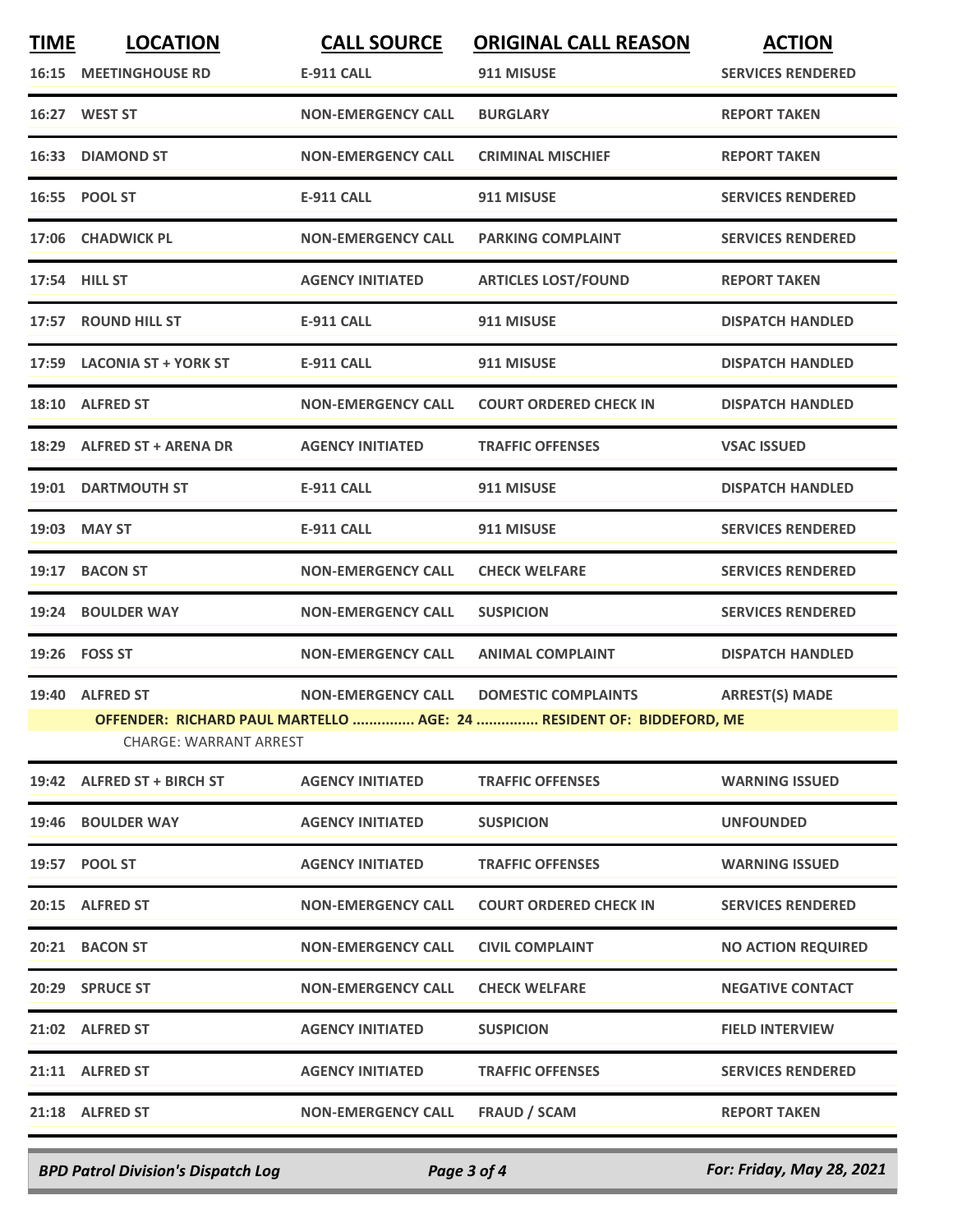| TIME | LOCATION | CALL SOURCE | ORIGINAL CALL REASON | ACTION |
|---|---|---|---|---|
| 16:15 | MEETINGHOUSE RD | E-911 CALL | 911 MISUSE | SERVICES RENDERED |
| 16:27 | WEST ST | NON-EMERGENCY CALL | BURGLARY | REPORT TAKEN |
| 16:33 | DIAMOND ST | NON-EMERGENCY CALL | CRIMINAL MISCHIEF | REPORT TAKEN |
| 16:55 | POOL ST | E-911 CALL | 911 MISUSE | SERVICES RENDERED |
| 17:06 | CHADWICK PL | NON-EMERGENCY CALL | PARKING COMPLAINT | SERVICES RENDERED |
| 17:54 | HILL ST | AGENCY INITIATED | ARTICLES LOST/FOUND | REPORT TAKEN |
| 17:57 | ROUND HILL ST | E-911 CALL | 911 MISUSE | DISPATCH HANDLED |
| 17:59 | LACONIA ST + YORK ST | E-911 CALL | 911 MISUSE | DISPATCH HANDLED |
| 18:10 | ALFRED ST | NON-EMERGENCY CALL | COURT ORDERED CHECK IN | DISPATCH HANDLED |
| 18:29 | ALFRED ST + ARENA DR | AGENCY INITIATED | TRAFFIC OFFENSES | VSAC ISSUED |
| 19:01 | DARTMOUTH ST | E-911 CALL | 911 MISUSE | DISPATCH HANDLED |
| 19:03 | MAY ST | E-911 CALL | 911 MISUSE | SERVICES RENDERED |
| 19:17 | BACON ST | NON-EMERGENCY CALL | CHECK WELFARE | SERVICES RENDERED |
| 19:24 | BOULDER WAY | NON-EMERGENCY CALL | SUSPICION | SERVICES RENDERED |
| 19:26 | FOSS ST | NON-EMERGENCY CALL | ANIMAL COMPLAINT | DISPATCH HANDLED |
| 19:40 | ALFRED ST | NON-EMERGENCY CALL | DOMESTIC COMPLAINTS | ARREST(S) MADE |
| | OFFENDER: RICHARD PAUL MARTELLO ............... AGE: 24 ............... RESIDENT OF: BIDDEFORD, ME | | | |
| | CHARGE: WARRANT ARREST | | | |
| 19:42 | ALFRED ST + BIRCH ST | AGENCY INITIATED | TRAFFIC OFFENSES | WARNING ISSUED |
| 19:46 | BOULDER WAY | AGENCY INITIATED | SUSPICION | UNFOUNDED |
| 19:57 | POOL ST | AGENCY INITIATED | TRAFFIC OFFENSES | WARNING ISSUED |
| 20:15 | ALFRED ST | NON-EMERGENCY CALL | COURT ORDERED CHECK IN | SERVICES RENDERED |
| 20:21 | BACON ST | NON-EMERGENCY CALL | CIVIL COMPLAINT | NO ACTION REQUIRED |
| 20:29 | SPRUCE ST | NON-EMERGENCY CALL | CHECK WELFARE | NEGATIVE CONTACT |
| 21:02 | ALFRED ST | AGENCY INITIATED | SUSPICION | FIELD INTERVIEW |
| 21:11 | ALFRED ST | AGENCY INITIATED | TRAFFIC OFFENSES | SERVICES RENDERED |
| 21:18 | ALFRED ST | NON-EMERGENCY CALL | FRAUD / SCAM | REPORT TAKEN |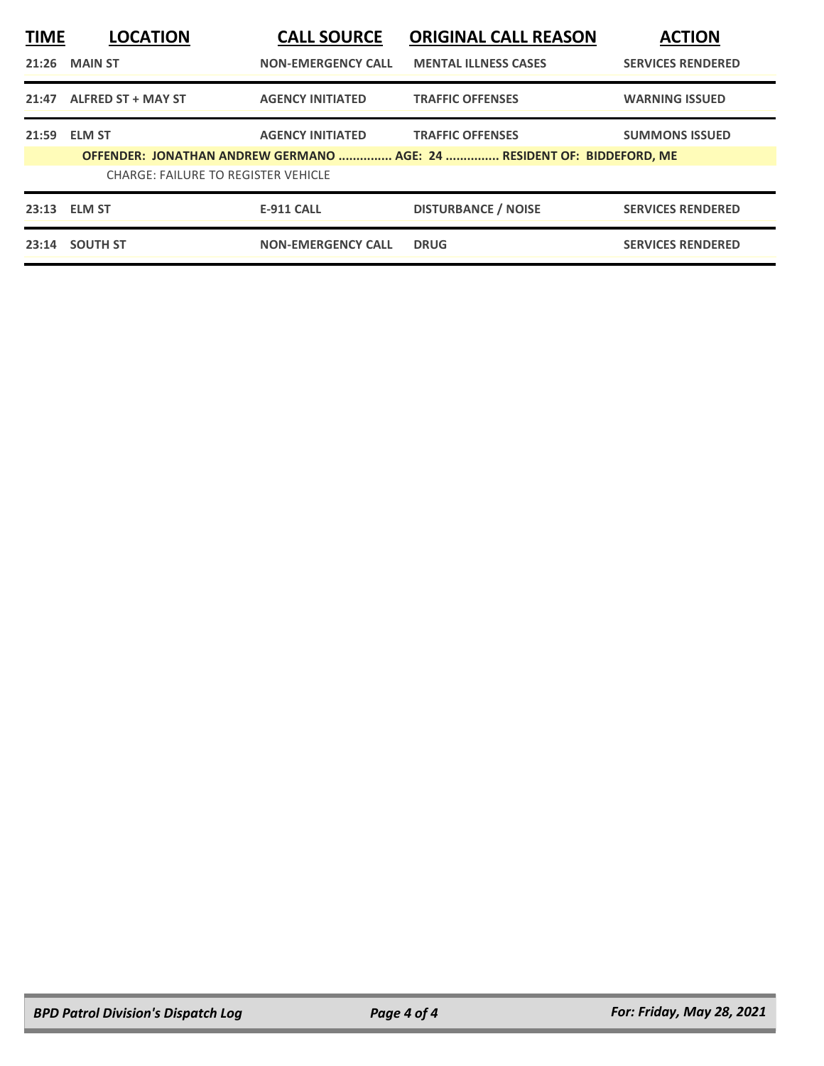| TIME | LOCATION | CALL SOURCE | ORIGINAL CALL REASON | ACTION |
| --- | --- | --- | --- | --- |
| 21:26 | MAIN ST | NON-EMERGENCY CALL | MENTAL ILLNESS CASES | SERVICES RENDERED |
| 21:47 | ALFRED ST + MAY ST | AGENCY INITIATED | TRAFFIC OFFENSES | WARNING ISSUED |
| 21:59 | ELM ST | AGENCY INITIATED | TRAFFIC OFFENSES | SUMMONS ISSUED |
| | **OFFENDER: JONATHAN ANDREW GERMANO ............... AGE: 24 ............... RESIDENT OF: BIDDEFORD, ME** | | | |
| | CHARGE: FAILURE TO REGISTER VEHICLE | | | |
| 23:13 | ELM ST | E-911 CALL | DISTURBANCE / NOISE | SERVICES RENDERED |
| 23:14 | SOUTH ST | NON-EMERGENCY CALL | DRUG | SERVICES RENDERED |